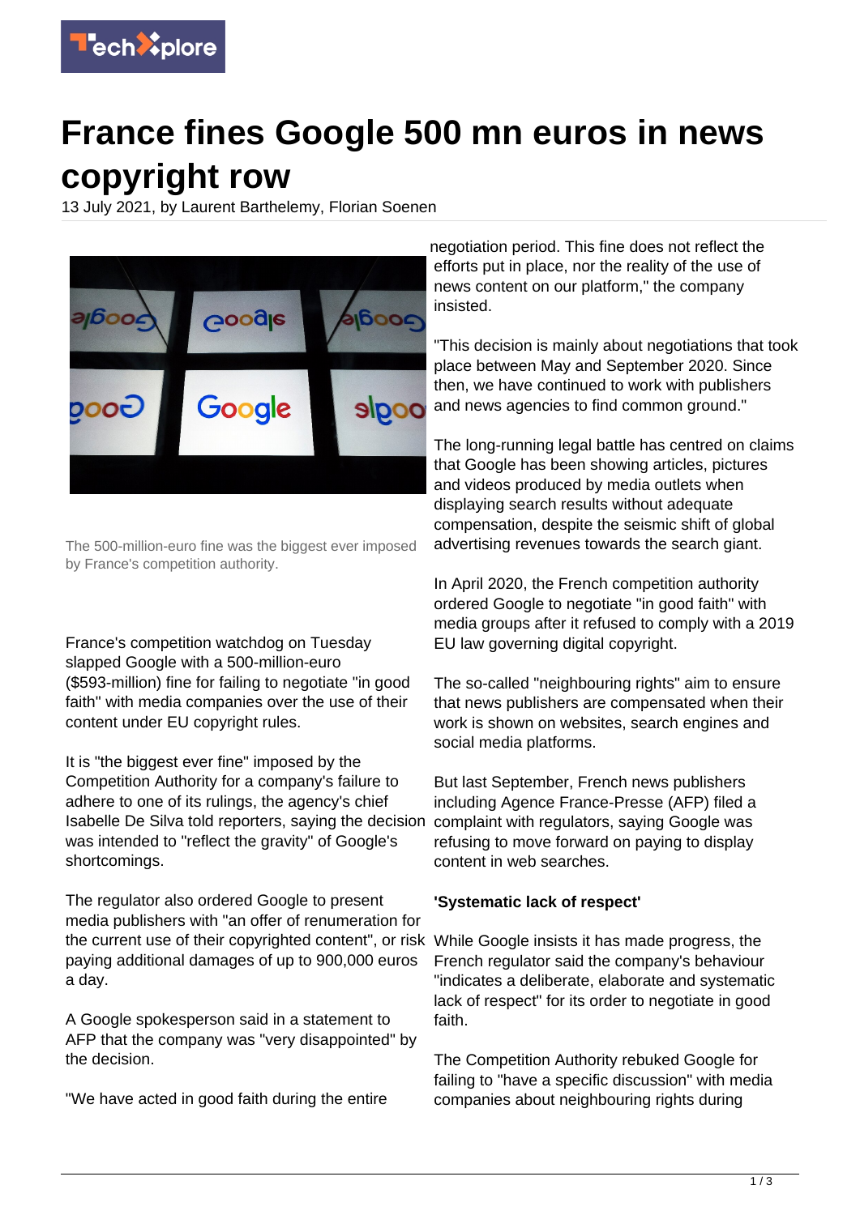# France fines Google 500 mn euros in news copyright row

13 July 2021, by Laurent Barthelemy, Florian Soenen

The 500-million-euro fine was the biggest ever imposed by France's competition authority.

France's competition watchdog on Tuesday slapped Google with a 500-million-euro ($593-million) fine for failing to negotiate "in good faith" with media companies over the use of their content under EU copyright rules.

It is "the biggest ever fine" imposed by the Competition Authority for a company's failure to adhere to one of its rulings, the agency's chief Isabelle De Silva told reporters, saying the decision was intended to "reflect the gravity" of Google's shortcomings.

The regulator also ordered Google to present media publishers with "an offer of renumeration for the current use of their copyrighted content", or risk paying additional damages of up to 900,000 euros a day.

A Google spokesperson said in a statement to AFP that the company was "very disappointed" by the decision.

"We have acted in good faith during the entire negotiation period. This fine does not reflect the efforts put in place, nor the reality of the use of news content on our platform," the company insisted.

"This decision is mainly about negotiations that took place between May and September 2020. Since then, we have continued to work with publishers and news agencies to find common ground."

The long-running legal battle has centred on claims that Google has been showing articles, pictures and videos produced by media outlets when displaying search results without adequate compensation, despite the seismic shift of global advertising revenues towards the search giant.

In April 2020, the French competition authority ordered Google to negotiate "in good faith" with media groups after it refused to comply with a 2019 EU law governing digital copyright.

The so-called "neighbouring rights" aim to ensure that news publishers are compensated when their work is shown on websites, search engines and social media platforms.

But last September, French news publishers including Agence France-Presse (AFP) filed a complaint with regulators, saying Google was refusing to move forward on paying to display content in web searches.

**'Systematic lack of respect'**

While Google insists it has made progress, the French regulator said the company's behaviour "indicates a deliberate, elaborate and systematic lack of respect" for its order to negotiate in good faith.

The Competition Authority rebuked Google for failing to "have a specific discussion" with media companies about neighbouring rights during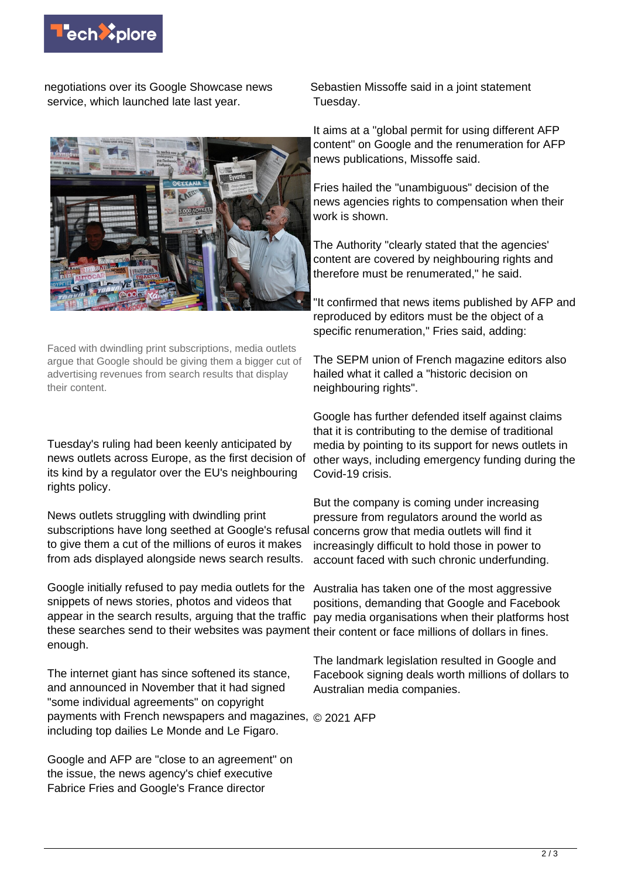negotiations over its Google Showcase news service, which launched late last year.

Faced with dwindling print subscriptions, media outlets argue that Google should be giving them a bigger cut of advertising revenues from search results that display their content.

Tuesday's ruling had been keenly anticipated by news outlets across Europe, as the first decision of its kind by a regulator over the EU's neighbouring rights policy.

News outlets struggling with dwindling print subscriptions have long seethed at Google's refusal to give them a cut of the millions of euros it makes from ads displayed alongside news search results.

Google initially refused to pay media outlets for the snippets of news stories, photos and videos that appear in the search results, arguing that the traffic these searches send to their websites was payment enough.

The internet giant has since softened its stance, and announced in November that it had signed "some individual agreements" on copyright payments with French newspapers and magazines, including top dailies Le Monde and Le Figaro.

Google and AFP are "close to an agreement" on the issue, the news agency's chief executive Fabrice Fries and Google's France director Sebastien Missoffe said in a joint statement Tuesday.

It aims at a "global permit for using different AFP content" on Google and the renumeration for AFP news publications, Missoffe said.

Fries hailed the "unambiguous" decision of the news agencies rights to compensation when their work is shown.

The Authority "clearly stated that the agencies' content are covered by neighbouring rights and therefore must be renumerated," he said.

"It confirmed that news items published by AFP and reproduced by editors must be the object of a specific renumeration," Fries said, adding:

The SEPM union of French magazine editors also hailed what it called a "historic decision on neighbouring rights".

Google has further defended itself against claims that it is contributing to the demise of traditional media by pointing to its support for news outlets in other ways, including emergency funding during the Covid-19 crisis.

But the company is coming under increasing pressure from regulators around the world as concerns grow that media outlets will find it increasingly difficult to hold those in power to account faced with such chronic underfunding.

Australia has taken one of the most aggressive positions, demanding that Google and Facebook pay media organisations when their platforms host their content or face millions of dollars in fines.

The landmark legislation resulted in Google and Facebook signing deals worth millions of dollars to Australian media companies.

© 2021 AFP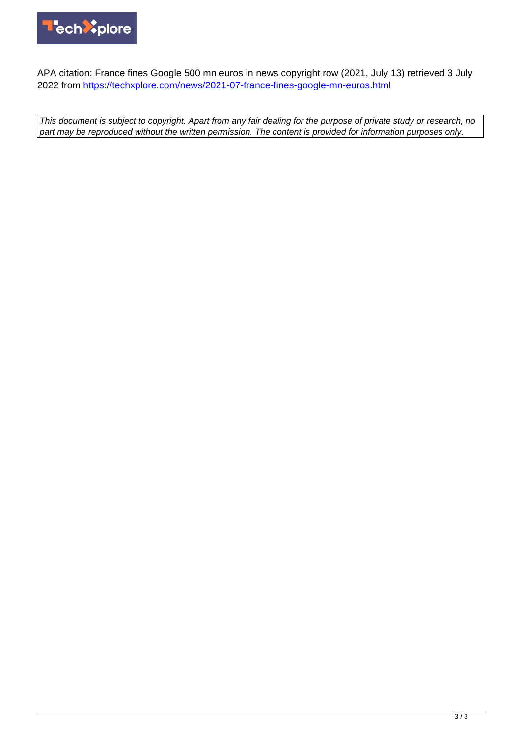APA citation: France fines Google 500 mn euros in news copyright row (2021, July 13) retrieved 3 July 2022 from https://techxplore.com/news/2021-07-france-fines-google-mn-euros.html

*This document is subject to copyright. Apart from any fair dealing for the purpose of private study or research, no part may be reproduced without the written permission. The content is provided for information purposes only.*